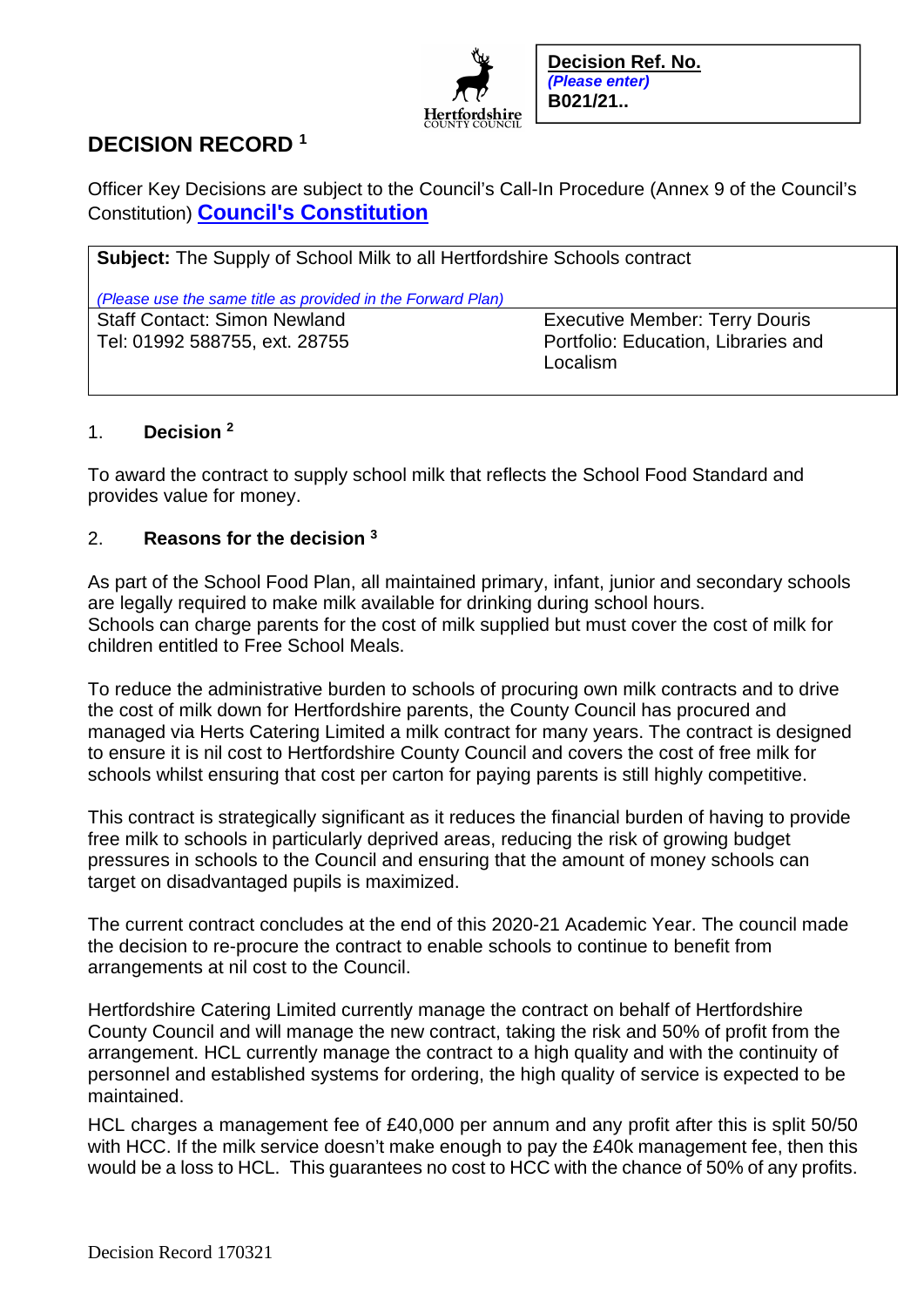Hertfordshire COUNTY COUNCIL

**Decision Ref. No.**
*(Please enter)*
**B021/21..**

# DECISION RECORD [1]

Officer Key Decisions are subject to the Council's Call-In Procedure (Annex 9 of the Council's Constitution) **Council's Constitution**

| | |
|---|---|
| **Subject:** The Supply of School Milk to all Hertfordshire Schools contract<br><br>*(Please use the same title as provided in the Forward Plan)* | |
| Staff Contact: Simon Newland<br>Tel: 01992 588755, ext. 28755 | Executive Member: Terry Douris<br>Portfolio: Education, Libraries and Localism |

## 1. Decision [2]

To award the contract to supply school milk that reflects the School Food Standard and provides value for money.

## 2. Reasons for the decision [3]

As part of the School Food Plan, all maintained primary, infant, junior and secondary schools are legally required to make milk available for drinking during school hours.
Schools can charge parents for the cost of milk supplied but must cover the cost of milk for children entitled to Free School Meals.

To reduce the administrative burden to schools of procuring own milk contracts and to drive the cost of milk down for Hertfordshire parents, the County Council has procured and managed via Herts Catering Limited a milk contract for many years. The contract is designed to ensure it is nil cost to Hertfordshire County Council and covers the cost of free milk for schools whilst ensuring that cost per carton for paying parents is still highly competitive.

This contract is strategically significant as it reduces the financial burden of having to provide free milk to schools in particularly deprived areas, reducing the risk of growing budget pressures in schools to the Council and ensuring that the amount of money schools can target on disadvantaged pupils is maximized.

The current contract concludes at the end of this 2020-21 Academic Year. The council made the decision to re-procure the contract to enable schools to continue to benefit from arrangements at nil cost to the Council.

Hertfordshire Catering Limited currently manage the contract on behalf of Hertfordshire County Council and will manage the new contract, taking the risk and 50% of profit from the arrangement. HCL currently manage the contract to a high quality and with the continuity of personnel and established systems for ordering, the high quality of service is expected to be maintained.

HCL charges a management fee of £40,000 per annum and any profit after this is split 50/50 with HCC. If the milk service doesn't make enough to pay the £40k management fee, then this would be a loss to HCL. This guarantees no cost to HCC with the chance of 50% of any profits.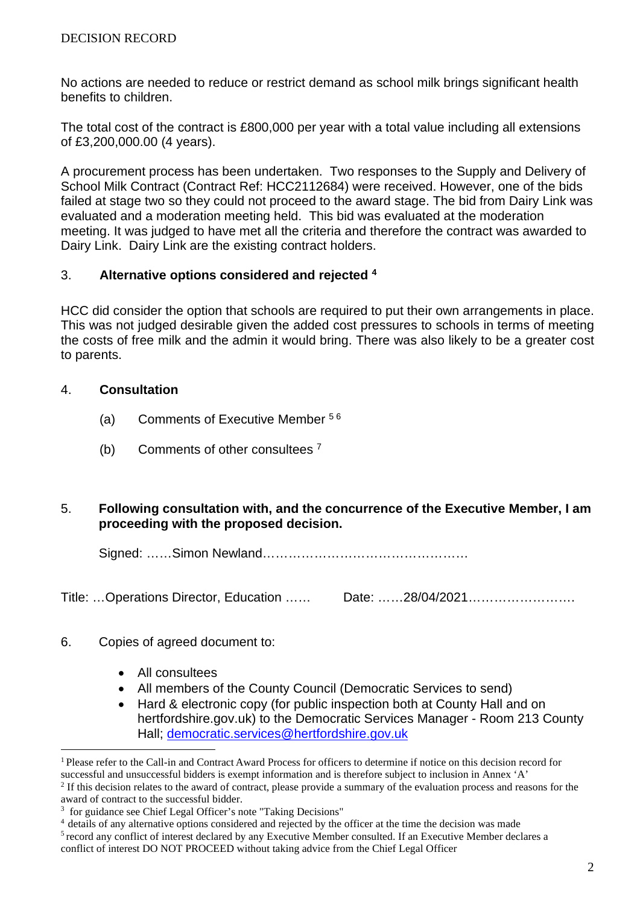DECISION RECORD

No actions are needed to reduce or restrict demand as school milk brings significant health benefits to children.

The total cost of the contract is £800,000 per year with a total value including all extensions of £3,200,000.00 (4 years).

A procurement process has been undertaken. Two responses to the Supply and Delivery of School Milk Contract (Contract Ref: HCC2112684) were received. However, one of the bids failed at stage two so they could not proceed to the award stage. The bid from Dairy Link was evaluated and a moderation meeting held. This bid was evaluated at the moderation meeting. It was judged to have met all the criteria and therefore the contract was awarded to Dairy Link. Dairy Link are the existing contract holders.

## 3. Alternative options considered and rejected [4]

HCC did consider the option that schools are required to put their own arrangements in place. This was not judged desirable given the added cost pressures to schools in terms of meeting the costs of free milk and the admin it would bring. There was also likely to be a greater cost to parents.

## 4. Consultation

(a) Comments of Executive Member [5 6]

(b) Comments of other consultees [7]

## 5. Following consultation with, and the concurrence of the Executive Member, I am proceeding with the proposed decision.

Signed: ……Simon Newland…………………………………………

Title: …Operations Director, Education ……  Date: ……28/04/2021…………………….

6. Copies of agreed document to:

- All consultees
- All members of the County Council (Democratic Services to send)
- Hard & electronic copy (for public inspection both at County Hall and on hertfordshire.gov.uk) to the Democratic Services Manager - Room 213 County Hall; democratic.services@hertfordshire.gov.uk

---

[1] Please refer to the Call-in and Contract Award Process for officers to determine if notice on this decision record for successful and unsuccessful bidders is exempt information and is therefore subject to inclusion in Annex 'A'

[2] If this decision relates to the award of contract, please provide a summary of the evaluation process and reasons for the award of contract to the successful bidder.

[3] for guidance see Chief Legal Officer's note "Taking Decisions"

[4] details of any alternative options considered and rejected by the officer at the time the decision was made

[5] record any conflict of interest declared by any Executive Member consulted. If an Executive Member declares a conflict of interest DO NOT PROCEED without taking advice from the Chief Legal Officer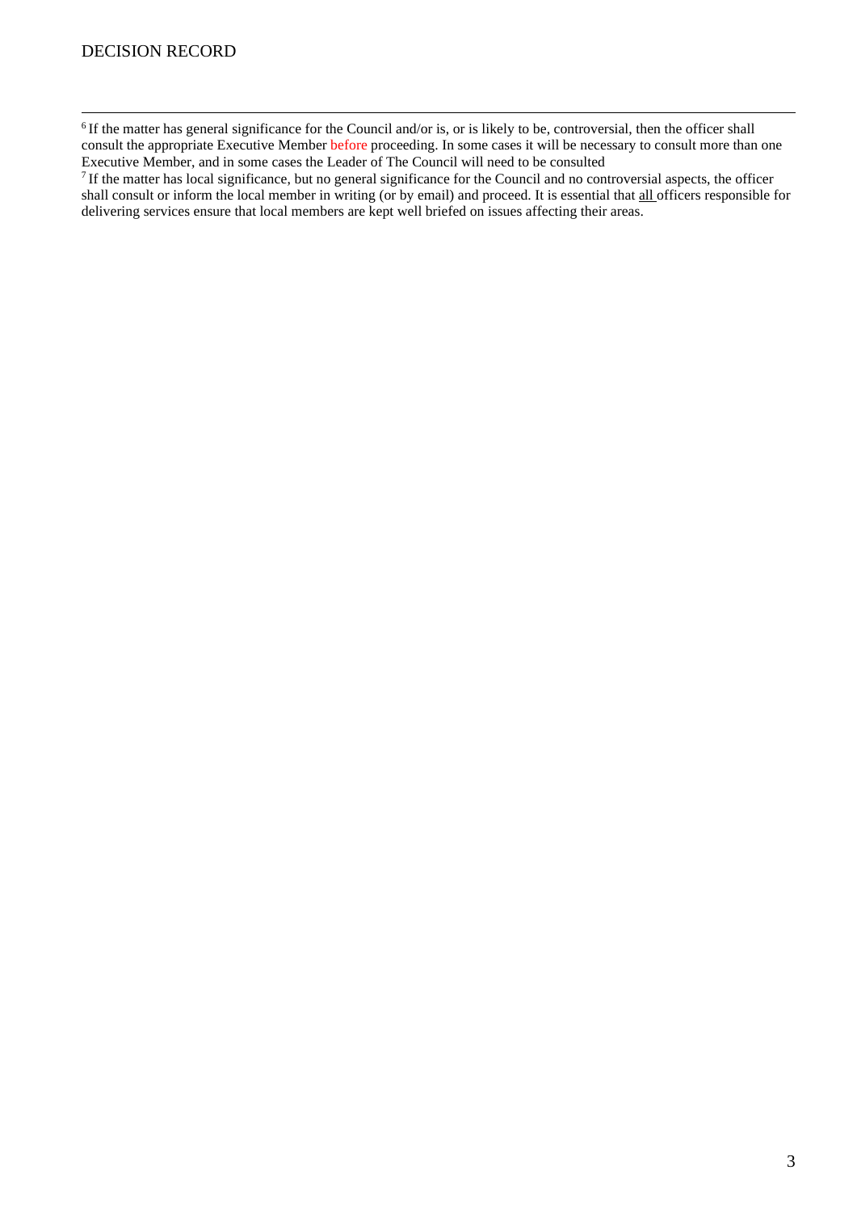[6] If the matter has general significance for the Council and/or is, or is likely to be, controversial, then the officer shall consult the appropriate Executive Member before proceeding. In some cases it will be necessary to consult more than one Executive Member, and in some cases the Leader of The Council will need to be consulted

[7] If the matter has local significance, but no general significance for the Council and no controversial aspects, the officer shall consult or inform the local member in writing (or by email) and proceed. It is essential that <u>all</u> officers responsible for delivering services ensure that local members are kept well briefed on issues affecting their areas.